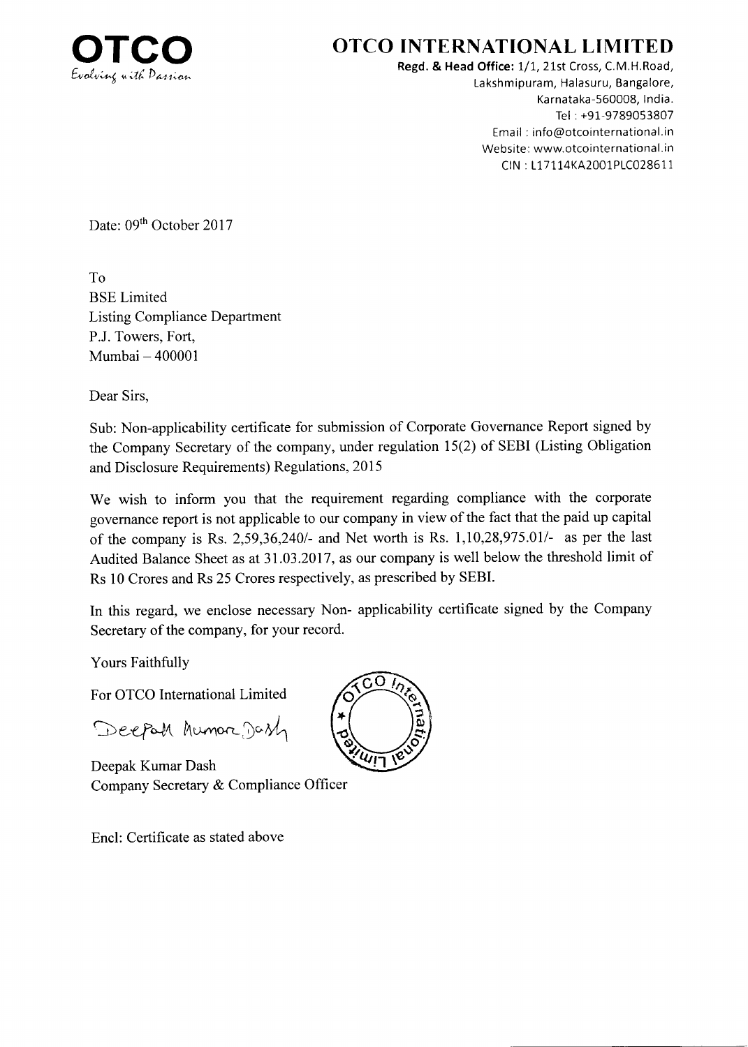**OTCO**
*Evolving with Passion*

# OTCO INTERNATIONAL LIMITED

**Regd. & Head Office:** 1/1, 21st Cross, C.M.H.Road,
Lakshmipuram, Halasuru, Bangalore,
Karnataka-560008, India.
Tel : +91-9789053807
Email : info@otcointernational.in
Website: www.otcointernational.in
CIN : L17114KA2001PLC028611

Date: 09th October 2017

To
BSE Limited
Listing Compliance Department
P.J. Towers, Fort,
Mumbai – 400001

Dear Sirs,

Sub: Non-applicability certificate for submission of Corporate Governance Report signed by the Company Secretary of the company, under regulation 15(2) of SEBI (Listing Obligation and Disclosure Requirements) Regulations, 2015

We wish to inform you that the requirement regarding compliance with the corporate governance report is not applicable to our company in view of the fact that the paid up capital of the company is Rs. 2,59,36,240/- and Net worth is Rs. 1,10,28,975.01/- as per the last Audited Balance Sheet as at 31.03.2017, as our company is well below the threshold limit of Rs 10 Crores and Rs 25 Crores respectively, as prescribed by SEBI.

In this regard, we enclose necessary Non- applicability certificate signed by the Company Secretary of the company, for your record.

Yours Faithfully

For OTCO International Limited

Deepak Kumar Dash

Deepak Kumar Dash
Company Secretary & Compliance Officer

Encl: Certificate as stated above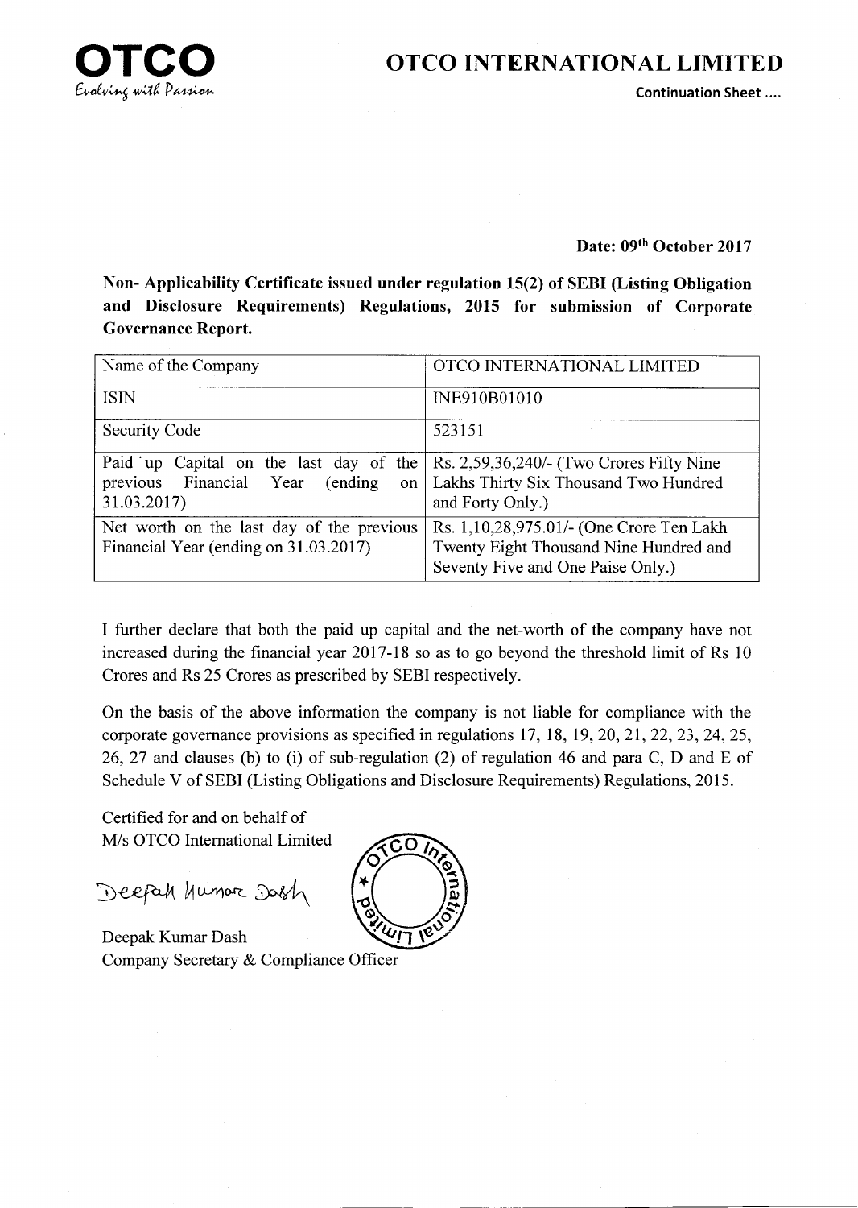**OTCO**
*Evolving with Passion*

# OTCO INTERNATIONAL LIMITED

**Continuation Sheet ....**

**Date: 09th October 2017**

**Non- Applicability Certificate issued under regulation 15(2) of SEBI (Listing Obligation and Disclosure Requirements) Regulations, 2015 for submission of Corporate Governance Report.**

| | |
|---|---|
| Name of the Company | OTCO INTERNATIONAL LIMITED |
| ISIN | INE910B01010 |
| Security Code | 523151 |
| Paid up Capital on the last day of the previous Financial Year (ending on 31.03.2017) | Rs. 2,59,36,240/- (Two Crores Fifty Nine Lakhs Thirty Six Thousand Two Hundred and Forty Only.) |
| Net worth on the last day of the previous Financial Year (ending on 31.03.2017) | Rs. 1,10,28,975.01/- (One Crore Ten Lakh Twenty Eight Thousand Nine Hundred and Seventy Five and One Paise Only.) |

I further declare that both the paid up capital and the net-worth of the company have not increased during the financial year 2017-18 so as to go beyond the threshold limit of Rs 10 Crores and Rs 25 Crores as prescribed by SEBI respectively.

On the basis of the above information the company is not liable for compliance with the corporate governance provisions as specified in regulations 17, 18, 19, 20, 21, 22, 23, 24, 25, 26, 27 and clauses (b) to (i) of sub-regulation (2) of regulation 46 and para C, D and E of Schedule V of SEBI (Listing Obligations and Disclosure Requirements) Regulations, 2015.

Certified for and on behalf of
M/s OTCO International Limited

Deepak Kumar Dash

Deepak Kumar Dash
Company Secretary & Compliance Officer